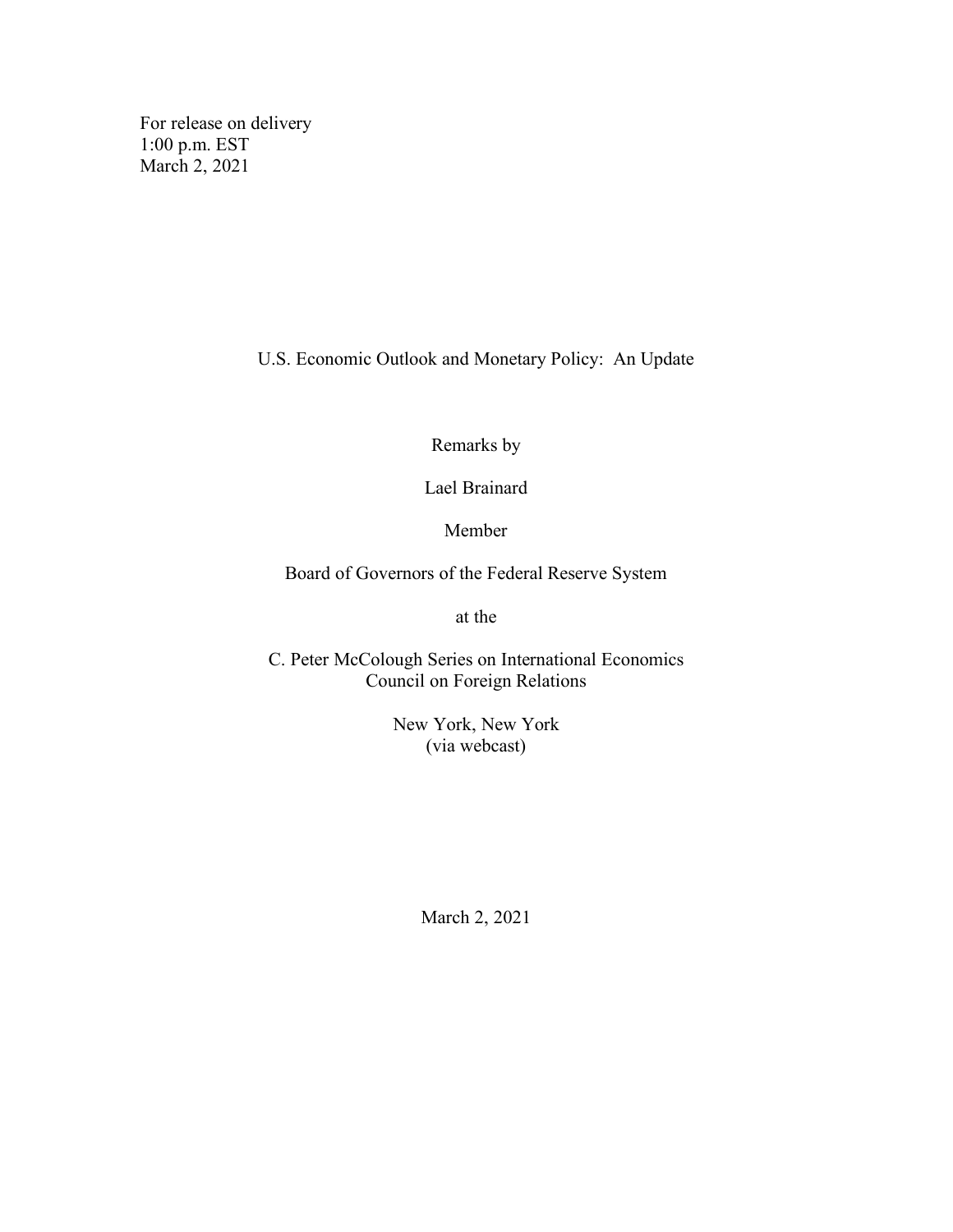For release on delivery
1:00 p.m. EST
March 2, 2021

# U.S. Economic Outlook and Monetary Policy: An Update

Remarks by

Lael Brainard

Member

Board of Governors of the Federal Reserve System

at the

C. Peter McColough Series on International Economics
Council on Foreign Relations

New York, New York
(via webcast)

March 2, 2021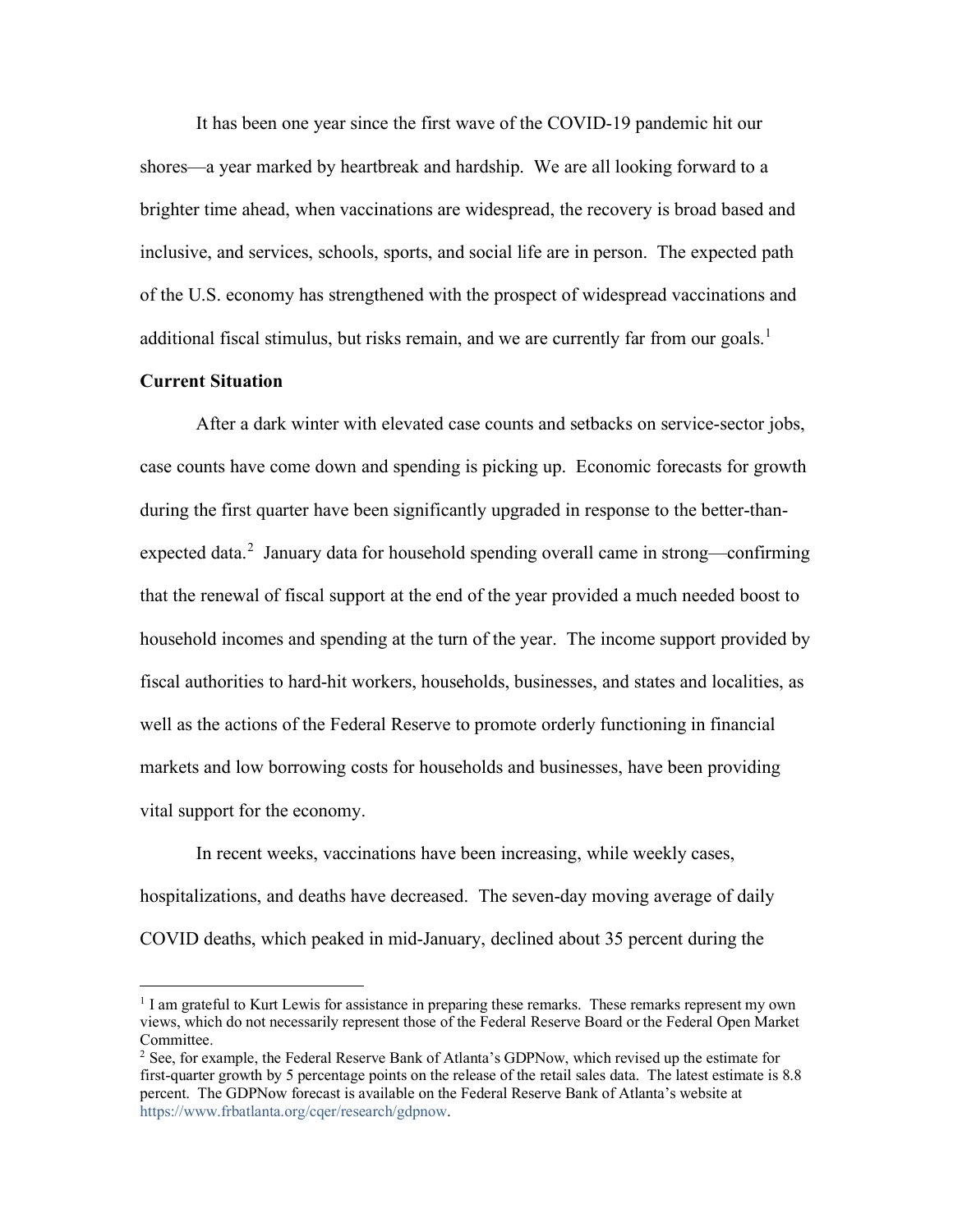It has been one year since the first wave of the COVID-19 pandemic hit our shores—a year marked by heartbreak and hardship. We are all looking forward to a brighter time ahead, when vaccinations are widespread, the recovery is broad based and inclusive, and services, schools, sports, and social life are in person. The expected path of the U.S. economy has strengthened with the prospect of widespread vaccinations and additional fiscal stimulus, but risks remain, and we are currently far from our goals.[1]

**Current Situation**

After a dark winter with elevated case counts and setbacks on service-sector jobs, case counts have come down and spending is picking up. Economic forecasts for growth during the first quarter have been significantly upgraded in response to the better-than-expected data.[2] January data for household spending overall came in strong—confirming that the renewal of fiscal support at the end of the year provided a much needed boost to household incomes and spending at the turn of the year. The income support provided by fiscal authorities to hard-hit workers, households, businesses, and states and localities, as well as the actions of the Federal Reserve to promote orderly functioning in financial markets and low borrowing costs for households and businesses, have been providing vital support for the economy.

In recent weeks, vaccinations have been increasing, while weekly cases, hospitalizations, and deaths have decreased. The seven-day moving average of daily COVID deaths, which peaked in mid-January, declined about 35 percent during the

---

[1] I am grateful to Kurt Lewis for assistance in preparing these remarks. These remarks represent my own views, which do not necessarily represent those of the Federal Reserve Board or the Federal Open Market Committee.

[2] See, for example, the Federal Reserve Bank of Atlanta's GDPNow, which revised up the estimate for first-quarter growth by 5 percentage points on the release of the retail sales data. The latest estimate is 8.8 percent. The GDPNow forecast is available on the Federal Reserve Bank of Atlanta's website at https://www.frbatlanta.org/cqer/research/gdpnow.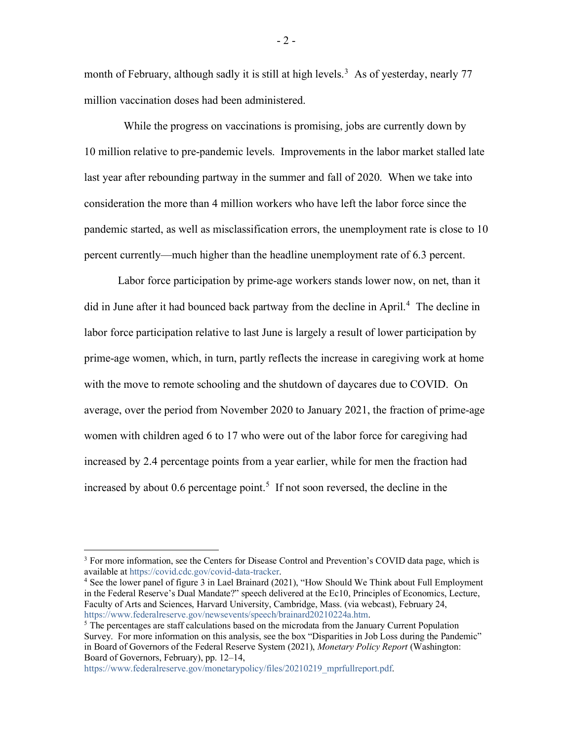month of February, although sadly it is still at high levels.[3] As of yesterday, nearly 77 million vaccination doses had been administered.

While the progress on vaccinations is promising, jobs are currently down by 10 million relative to pre-pandemic levels. Improvements in the labor market stalled late last year after rebounding partway in the summer and fall of 2020. When we take into consideration the more than 4 million workers who have left the labor force since the pandemic started, as well as misclassification errors, the unemployment rate is close to 10 percent currently—much higher than the headline unemployment rate of 6.3 percent.

Labor force participation by prime-age workers stands lower now, on net, than it did in June after it had bounced back partway from the decline in April.[4] The decline in labor force participation relative to last June is largely a result of lower participation by prime-age women, which, in turn, partly reflects the increase in caregiving work at home with the move to remote schooling and the shutdown of daycares due to COVID. On average, over the period from November 2020 to January 2021, the fraction of prime-age women with children aged 6 to 17 who were out of the labor force for caregiving had increased by 2.4 percentage points from a year earlier, while for men the fraction had increased by about 0.6 percentage point.[5] If not soon reversed, the decline in the

---

[3] For more information, see the Centers for Disease Control and Prevention's COVID data page, which is available at https://covid.cdc.gov/covid-data-tracker.

[4] See the lower panel of figure 3 in Lael Brainard (2021), "How Should We Think about Full Employment in the Federal Reserve's Dual Mandate?" speech delivered at the Ec10, Principles of Economics, Lecture, Faculty of Arts and Sciences, Harvard University, Cambridge, Mass. (via webcast), February 24, https://www.federalreserve.gov/newsevents/speech/brainard20210224a.htm.

[5] The percentages are staff calculations based on the microdata from the January Current Population Survey. For more information on this analysis, see the box "Disparities in Job Loss during the Pandemic" in Board of Governors of the Federal Reserve System (2021), *Monetary Policy Report* (Washington: Board of Governors, February), pp. 12–14, https://www.federalreserve.gov/monetarypolicy/files/20210219_mprfullreport.pdf.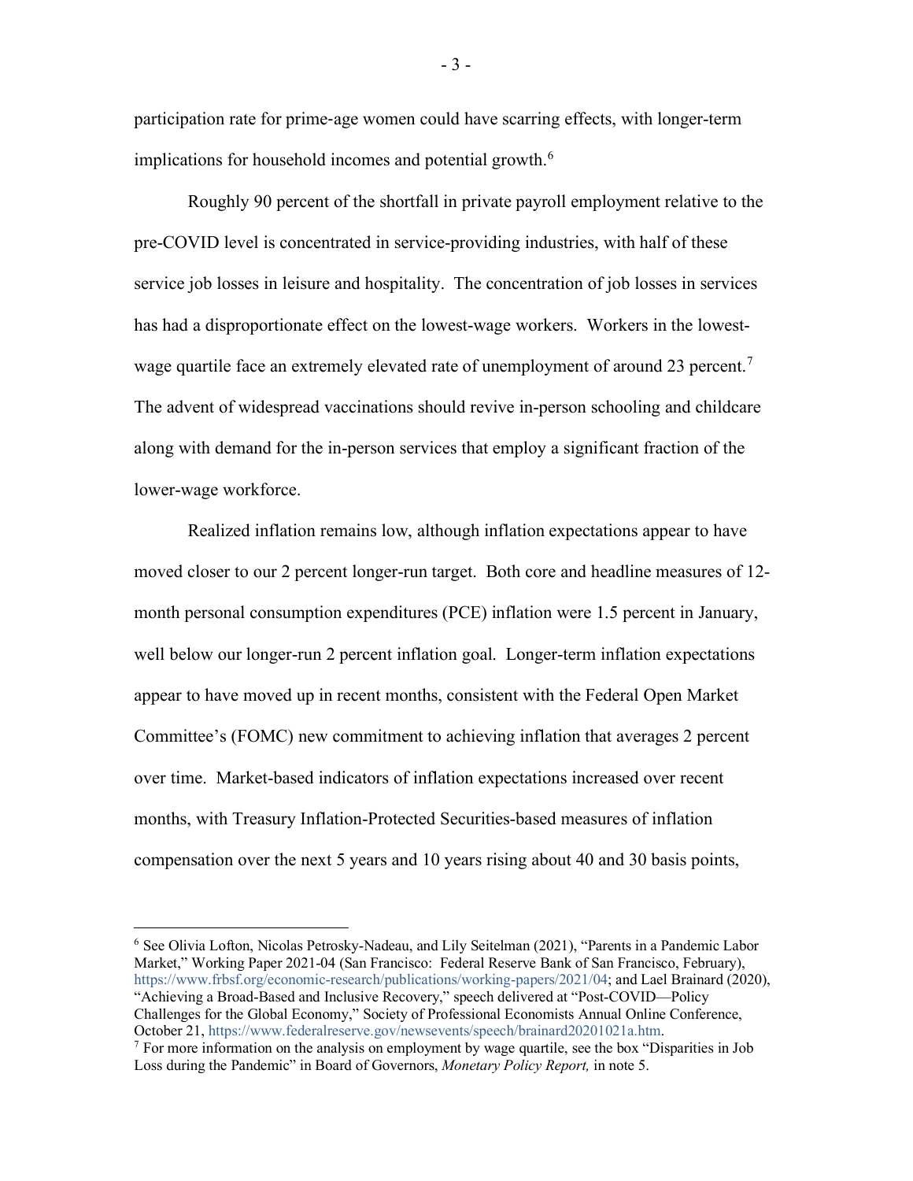participation rate for prime-age women could have scarring effects, with longer-term implications for household incomes and potential growth.[6]

Roughly 90 percent of the shortfall in private payroll employment relative to the pre-COVID level is concentrated in service-providing industries, with half of these service job losses in leisure and hospitality. The concentration of job losses in services has had a disproportionate effect on the lowest-wage workers. Workers in the lowest-wage quartile face an extremely elevated rate of unemployment of around 23 percent.[7] The advent of widespread vaccinations should revive in-person schooling and childcare along with demand for the in-person services that employ a significant fraction of the lower-wage workforce.

Realized inflation remains low, although inflation expectations appear to have moved closer to our 2 percent longer-run target. Both core and headline measures of 12-month personal consumption expenditures (PCE) inflation were 1.5 percent in January, well below our longer-run 2 percent inflation goal. Longer-term inflation expectations appear to have moved up in recent months, consistent with the Federal Open Market Committee's (FOMC) new commitment to achieving inflation that averages 2 percent over time. Market-based indicators of inflation expectations increased over recent months, with Treasury Inflation-Protected Securities-based measures of inflation compensation over the next 5 years and 10 years rising about 40 and 30 basis points,

---

[6] See Olivia Lofton, Nicolas Petrosky-Nadeau, and Lily Seitelman (2021), "Parents in a Pandemic Labor Market," Working Paper 2021-04 (San Francisco: Federal Reserve Bank of San Francisco, February), https://www.frbsf.org/economic-research/publications/working-papers/2021/04; and Lael Brainard (2020), "Achieving a Broad-Based and Inclusive Recovery," speech delivered at "Post-COVID—Policy Challenges for the Global Economy," Society of Professional Economists Annual Online Conference, October 21, https://www.federalreserve.gov/newsevents/speech/brainard20201021a.htm.

[7] For more information on the analysis on employment by wage quartile, see the box "Disparities in Job Loss during the Pandemic" in Board of Governors, *Monetary Policy Report,* in note 5.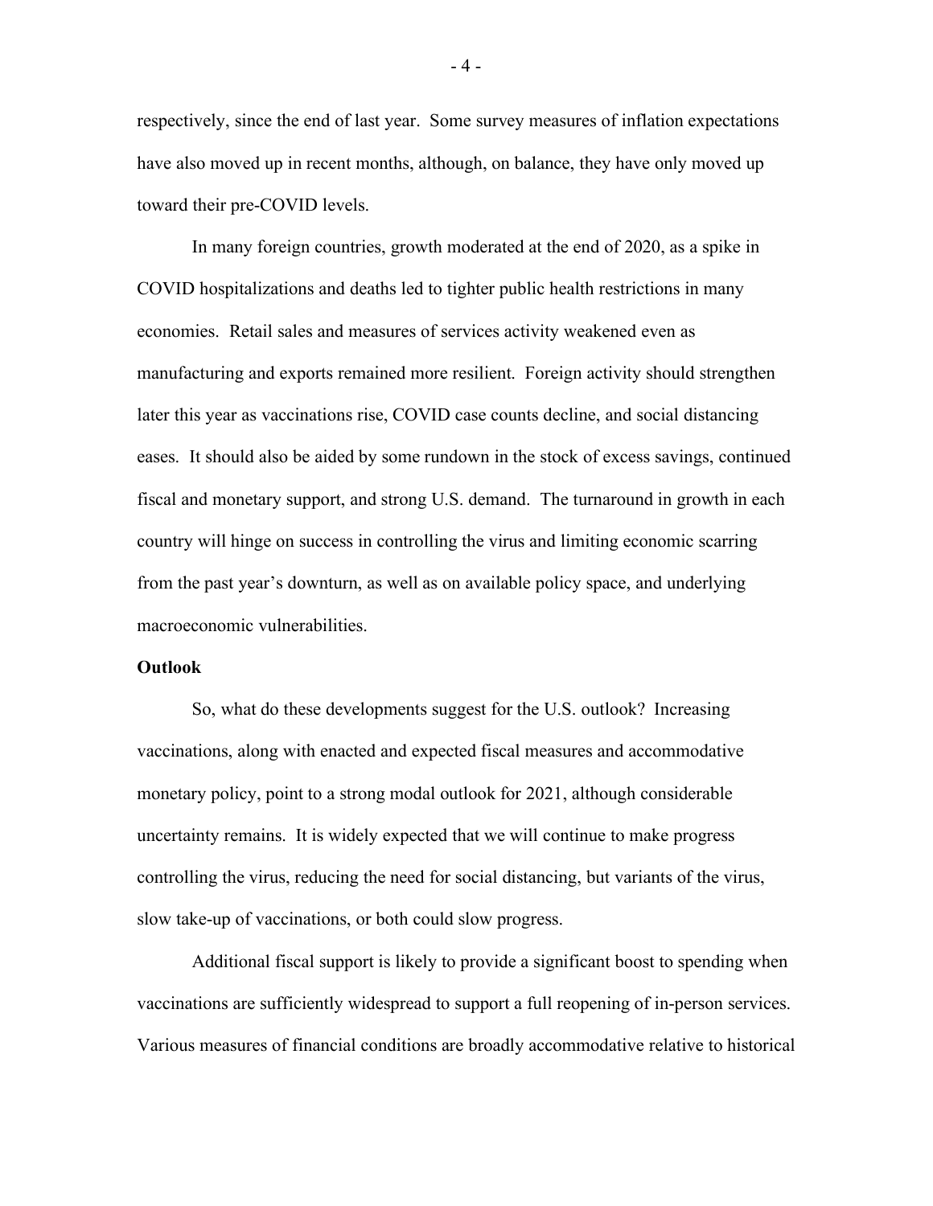respectively, since the end of last year. Some survey measures of inflation expectations have also moved up in recent months, although, on balance, they have only moved up toward their pre-COVID levels.

In many foreign countries, growth moderated at the end of 2020, as a spike in COVID hospitalizations and deaths led to tighter public health restrictions in many economies. Retail sales and measures of services activity weakened even as manufacturing and exports remained more resilient. Foreign activity should strengthen later this year as vaccinations rise, COVID case counts decline, and social distancing eases. It should also be aided by some rundown in the stock of excess savings, continued fiscal and monetary support, and strong U.S. demand. The turnaround in growth in each country will hinge on success in controlling the virus and limiting economic scarring from the past year's downturn, as well as on available policy space, and underlying macroeconomic vulnerabilities.

**Outlook**

So, what do these developments suggest for the U.S. outlook? Increasing vaccinations, along with enacted and expected fiscal measures and accommodative monetary policy, point to a strong modal outlook for 2021, although considerable uncertainty remains. It is widely expected that we will continue to make progress controlling the virus, reducing the need for social distancing, but variants of the virus, slow take-up of vaccinations, or both could slow progress.

Additional fiscal support is likely to provide a significant boost to spending when vaccinations are sufficiently widespread to support a full reopening of in-person services. Various measures of financial conditions are broadly accommodative relative to historical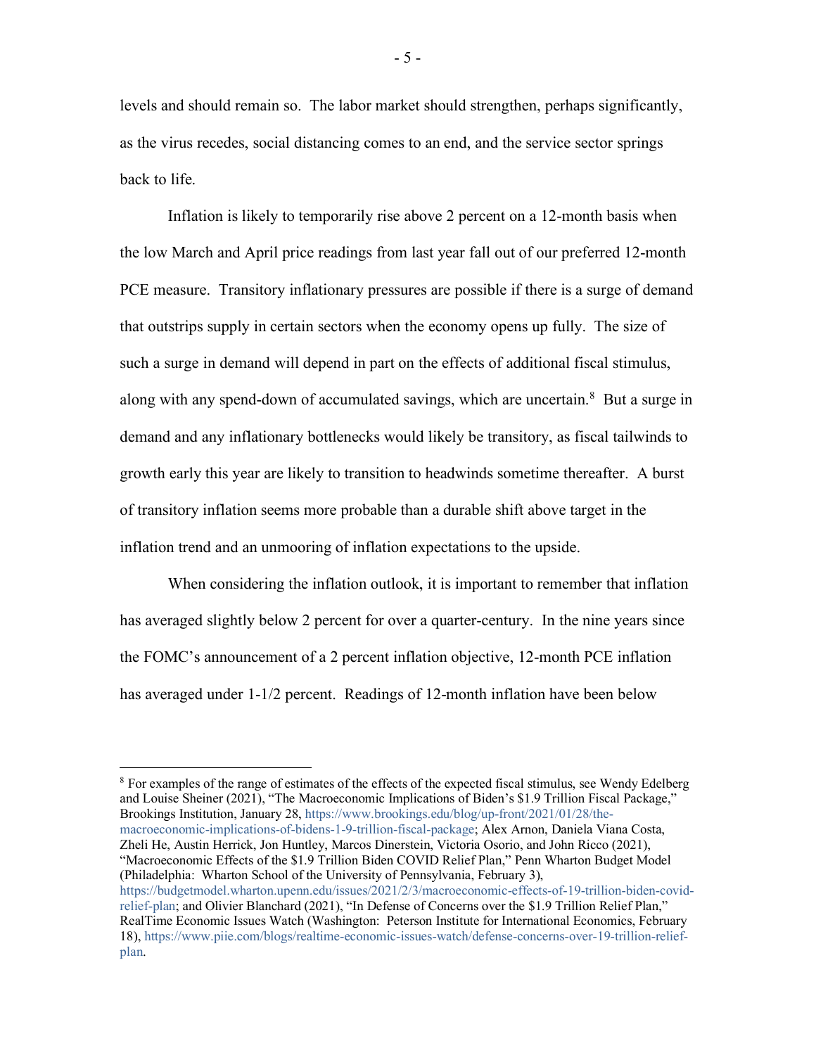levels and should remain so. The labor market should strengthen, perhaps significantly, as the virus recedes, social distancing comes to an end, and the service sector springs back to life.

Inflation is likely to temporarily rise above 2 percent on a 12-month basis when the low March and April price readings from last year fall out of our preferred 12-month PCE measure. Transitory inflationary pressures are possible if there is a surge of demand that outstrips supply in certain sectors when the economy opens up fully. The size of such a surge in demand will depend in part on the effects of additional fiscal stimulus, along with any spend-down of accumulated savings, which are uncertain.[8] But a surge in demand and any inflationary bottlenecks would likely be transitory, as fiscal tailwinds to growth early this year are likely to transition to headwinds sometime thereafter. A burst of transitory inflation seems more probable than a durable shift above target in the inflation trend and an unmooring of inflation expectations to the upside.

When considering the inflation outlook, it is important to remember that inflation has averaged slightly below 2 percent for over a quarter-century. In the nine years since the FOMC's announcement of a 2 percent inflation objective, 12-month PCE inflation has averaged under 1-1/2 percent. Readings of 12-month inflation have been below

---

[8] For examples of the range of estimates of the effects of the expected fiscal stimulus, see Wendy Edelberg and Louise Sheiner (2021), "The Macroeconomic Implications of Biden's $1.9 Trillion Fiscal Package," Brookings Institution, January 28, https://www.brookings.edu/blog/up-front/2021/01/28/the-macroeconomic-implications-of-bidens-1-9-trillion-fiscal-package; Alex Arnon, Daniela Viana Costa, Zheli He, Austin Herrick, Jon Huntley, Marcos Dinerstein, Victoria Osorio, and John Ricco (2021), "Macroeconomic Effects of the $1.9 Trillion Biden COVID Relief Plan," Penn Wharton Budget Model (Philadelphia: Wharton School of the University of Pennsylvania, February 3), https://budgetmodel.wharton.upenn.edu/issues/2021/2/3/macroeconomic-effects-of-19-trillion-biden-covid-relief-plan; and Olivier Blanchard (2021), "In Defense of Concerns over the $1.9 Trillion Relief Plan," RealTime Economic Issues Watch (Washington: Peterson Institute for International Economics, February 18), https://www.piie.com/blogs/realtime-economic-issues-watch/defense-concerns-over-19-trillion-relief-plan.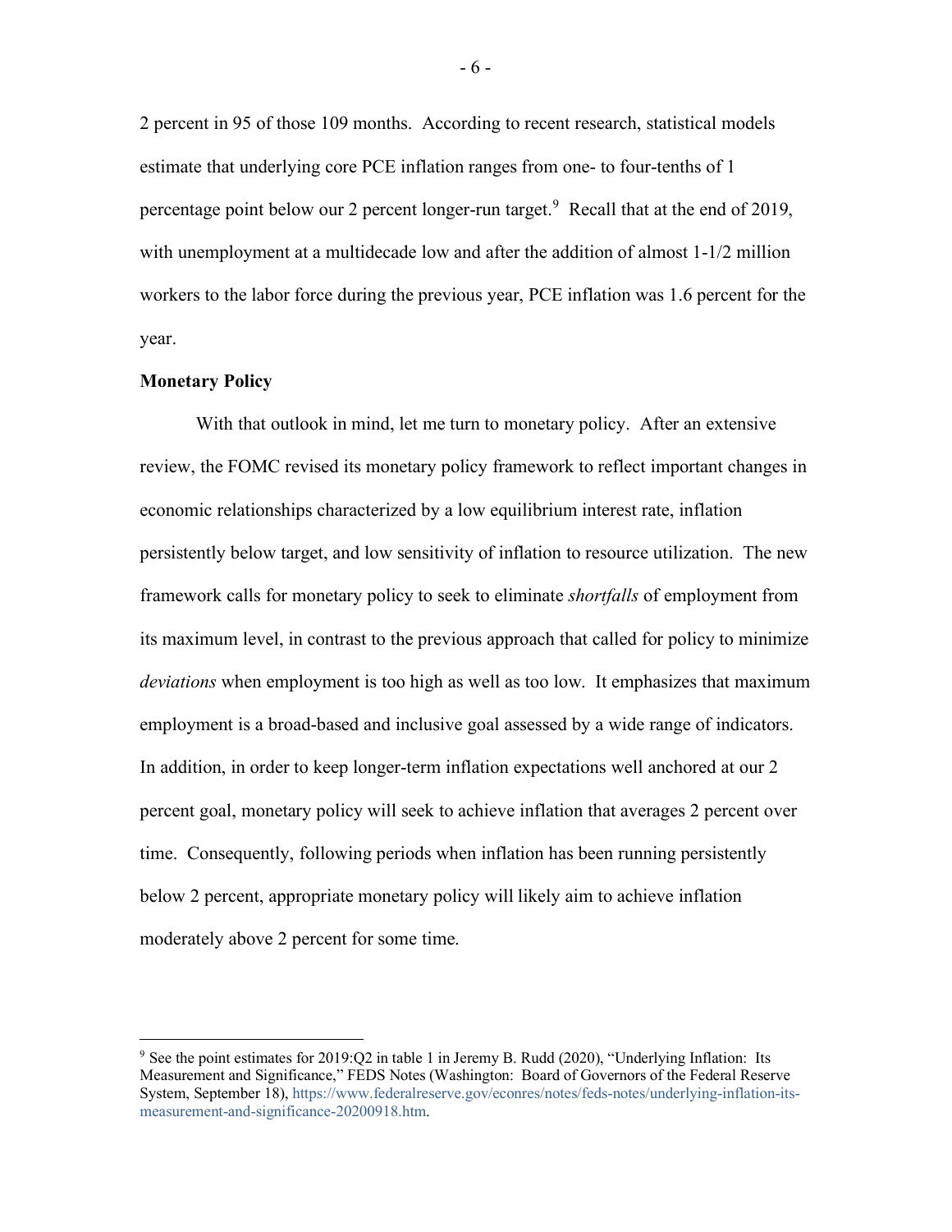2 percent in 95 of those 109 months. According to recent research, statistical models estimate that underlying core PCE inflation ranges from one- to four-tenths of 1 percentage point below our 2 percent longer-run target.[9] Recall that at the end of 2019, with unemployment at a multidecade low and after the addition of almost 1-1/2 million workers to the labor force during the previous year, PCE inflation was 1.6 percent for the year.

**Monetary Policy**

With that outlook in mind, let me turn to monetary policy. After an extensive review, the FOMC revised its monetary policy framework to reflect important changes in economic relationships characterized by a low equilibrium interest rate, inflation persistently below target, and low sensitivity of inflation to resource utilization. The new framework calls for monetary policy to seek to eliminate *shortfalls* of employment from its maximum level, in contrast to the previous approach that called for policy to minimize *deviations* when employment is too high as well as too low. It emphasizes that maximum employment is a broad-based and inclusive goal assessed by a wide range of indicators. In addition, in order to keep longer-term inflation expectations well anchored at our 2 percent goal, monetary policy will seek to achieve inflation that averages 2 percent over time. Consequently, following periods when inflation has been running persistently below 2 percent, appropriate monetary policy will likely aim to achieve inflation moderately above 2 percent for some time.

---

[9] See the point estimates for 2019:Q2 in table 1 in Jeremy B. Rudd (2020), "Underlying Inflation: Its Measurement and Significance," FEDS Notes (Washington: Board of Governors of the Federal Reserve System, September 18), https://www.federalreserve.gov/econres/notes/feds-notes/underlying-inflation-its-measurement-and-significance-20200918.htm.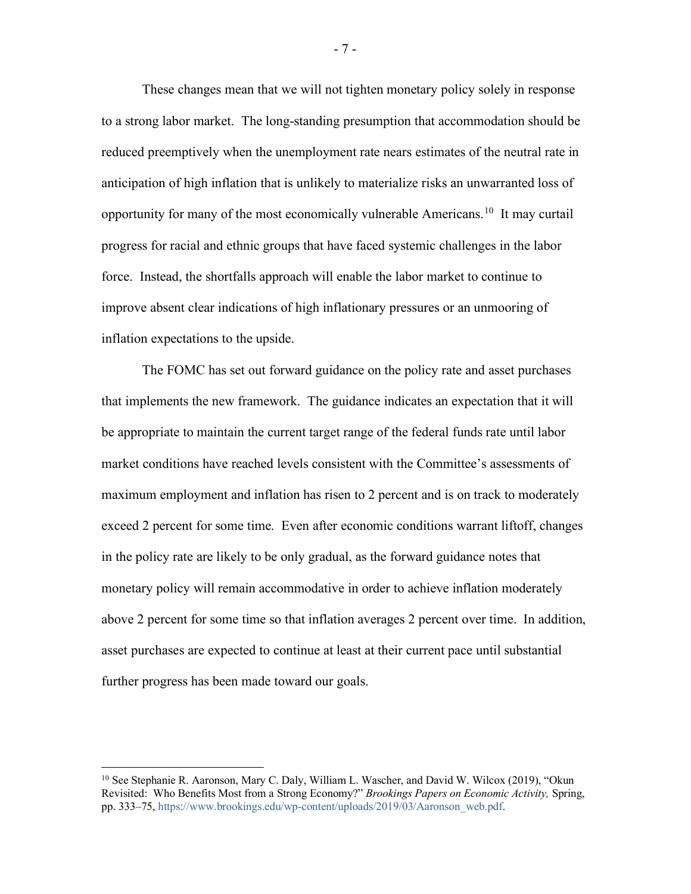These changes mean that we will not tighten monetary policy solely in response to a strong labor market. The long-standing presumption that accommodation should be reduced preemptively when the unemployment rate nears estimates of the neutral rate in anticipation of high inflation that is unlikely to materialize risks an unwarranted loss of opportunity for many of the most economically vulnerable Americans.[10] It may curtail progress for racial and ethnic groups that have faced systemic challenges in the labor force. Instead, the shortfalls approach will enable the labor market to continue to improve absent clear indications of high inflationary pressures or an unmooring of inflation expectations to the upside.

The FOMC has set out forward guidance on the policy rate and asset purchases that implements the new framework. The guidance indicates an expectation that it will be appropriate to maintain the current target range of the federal funds rate until labor market conditions have reached levels consistent with the Committee's assessments of maximum employment and inflation has risen to 2 percent and is on track to moderately exceed 2 percent for some time. Even after economic conditions warrant liftoff, changes in the policy rate are likely to be only gradual, as the forward guidance notes that monetary policy will remain accommodative in order to achieve inflation moderately above 2 percent for some time so that inflation averages 2 percent over time. In addition, asset purchases are expected to continue at least at their current pace until substantial further progress has been made toward our goals.

---

[10] See Stephanie R. Aaronson, Mary C. Daly, William L. Wascher, and David W. Wilcox (2019), "Okun Revisited: Who Benefits Most from a Strong Economy?" *Brookings Papers on Economic Activity,* Spring, pp. 333–75, https://www.brookings.edu/wp-content/uploads/2019/03/Aaronson_web.pdf.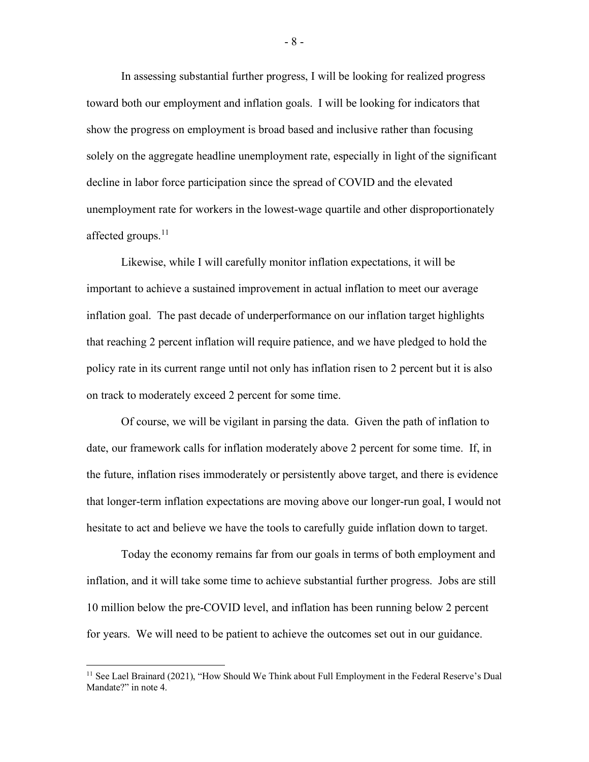In assessing substantial further progress, I will be looking for realized progress toward both our employment and inflation goals. I will be looking for indicators that show the progress on employment is broad based and inclusive rather than focusing solely on the aggregate headline unemployment rate, especially in light of the significant decline in labor force participation since the spread of COVID and the elevated unemployment rate for workers in the lowest-wage quartile and other disproportionately affected groups.[11]

Likewise, while I will carefully monitor inflation expectations, it will be important to achieve a sustained improvement in actual inflation to meet our average inflation goal. The past decade of underperformance on our inflation target highlights that reaching 2 percent inflation will require patience, and we have pledged to hold the policy rate in its current range until not only has inflation risen to 2 percent but it is also on track to moderately exceed 2 percent for some time.

Of course, we will be vigilant in parsing the data. Given the path of inflation to date, our framework calls for inflation moderately above 2 percent for some time. If, in the future, inflation rises immoderately or persistently above target, and there is evidence that longer-term inflation expectations are moving above our longer-run goal, I would not hesitate to act and believe we have the tools to carefully guide inflation down to target.

Today the economy remains far from our goals in terms of both employment and inflation, and it will take some time to achieve substantial further progress. Jobs are still 10 million below the pre-COVID level, and inflation has been running below 2 percent for years. We will need to be patient to achieve the outcomes set out in our guidance.

---

[11] See Lael Brainard (2021), "How Should We Think about Full Employment in the Federal Reserve's Dual Mandate?" in note 4.